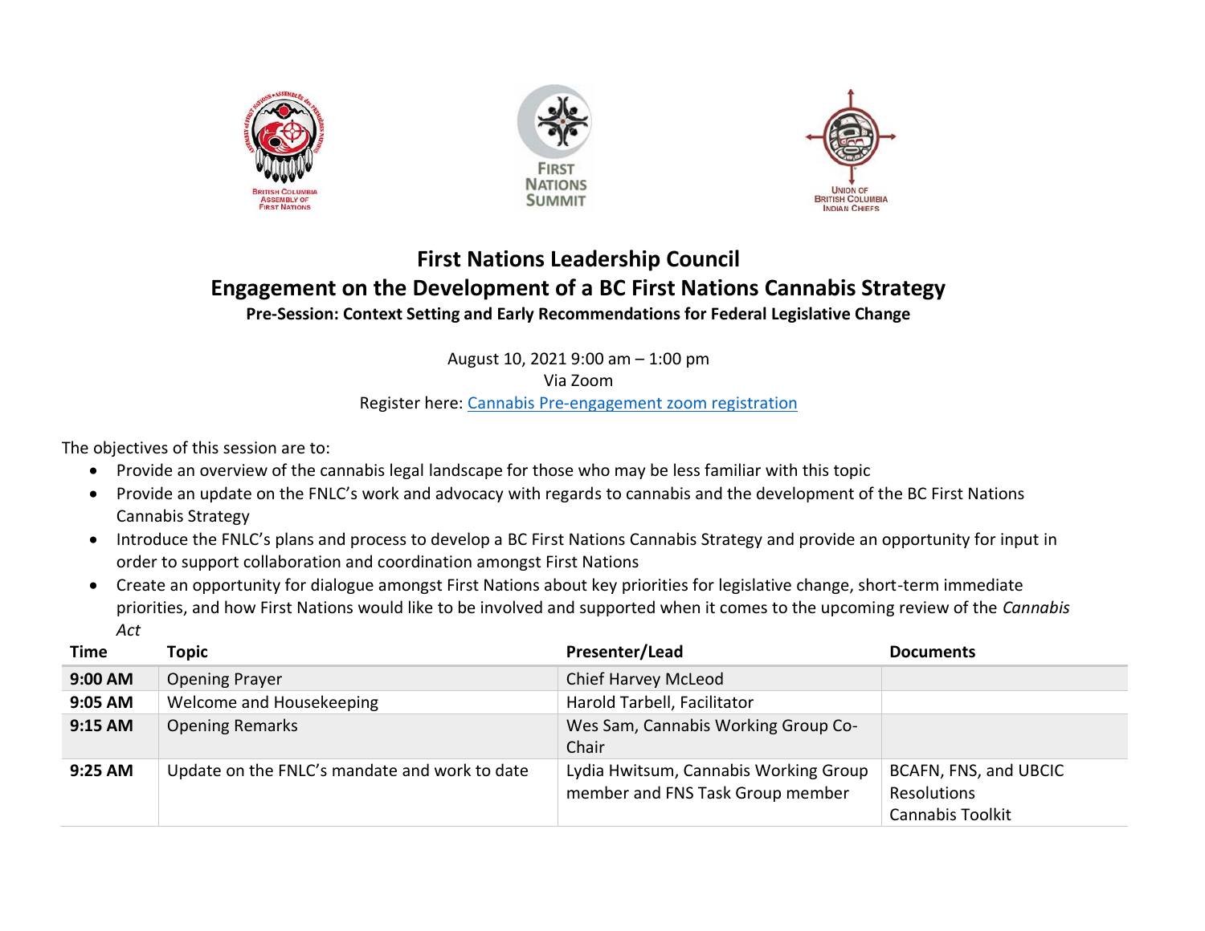# First Nations Leadership Council

## Engagement on the Development of a BC First Nations Cannabis Strategy

### Pre-Session: Context Setting and Early Recommendations for Federal Legislative Change

August 10, 2021 9:00 am – 1:00 pm
Via Zoom
Register here: Cannabis Pre-engagement zoom registration

The objectives of this session are to:

- Provide an overview of the cannabis legal landscape for those who may be less familiar with this topic
- Provide an update on the FNLC's work and advocacy with regards to cannabis and the development of the BC First Nations Cannabis Strategy
- Introduce the FNLC's plans and process to develop a BC First Nations Cannabis Strategy and provide an opportunity for input in order to support collaboration and coordination amongst First Nations
- Create an opportunity for dialogue amongst First Nations about key priorities for legislative change, short-term immediate priorities, and how First Nations would like to be involved and supported when it comes to the upcoming review of the *Cannabis Act*

| Time | Topic | Presenter/Lead | Documents |
|---|---|---|---|
| **9:00 AM** | Opening Prayer | Chief Harvey McLeod | |
| **9:05 AM** | Welcome and Housekeeping | Harold Tarbell, Facilitator | |
| **9:15 AM** | Opening Remarks | Wes Sam, Cannabis Working Group Co-Chair | |
| **9:25 AM** | Update on the FNLC's mandate and work to date | Lydia Hwitsum, Cannabis Working Group member and FNS Task Group member | BCAFN, FNS, and UBCIC Resolutions<br>Cannabis Toolkit |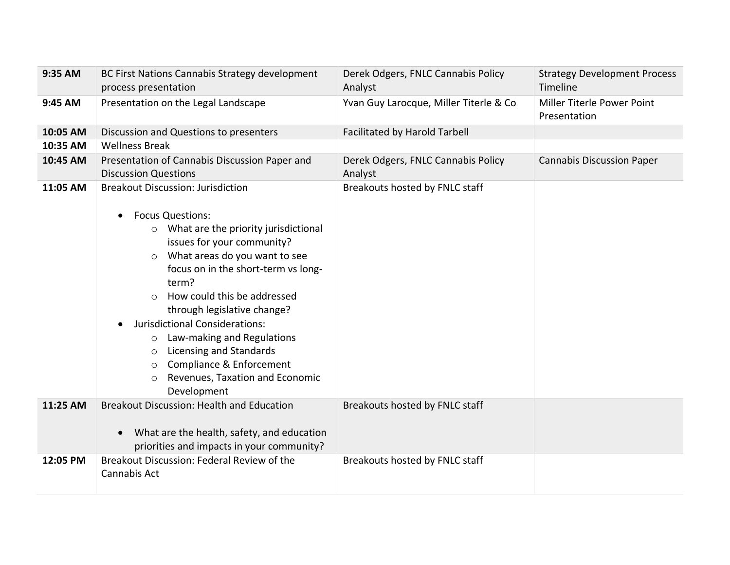| **9:35 AM** | BC First Nations Cannabis Strategy development process presentation | Derek Odgers, FNLC Cannabis Policy Analyst | Strategy Development Process Timeline |
|---|---|---|---|
| **9:45 AM** | Presentation on the Legal Landscape | Yvan Guy Larocque, Miller Titerle & Co | Miller Titerle Power Point Presentation |
| **10:05 AM** | Discussion and Questions to presenters | Facilitated by Harold Tarbell | |
| **10:35 AM** | Wellness Break | | |
| **10:45 AM** | Presentation of Cannabis Discussion Paper and Discussion Questions | Derek Odgers, FNLC Cannabis Policy Analyst | Cannabis Discussion Paper |
| **11:05 AM** | Breakout Discussion: Jurisdiction<br><br>• Focus Questions:<br>&nbsp;&nbsp;○ What are the priority jurisdictional issues for your community?<br>&nbsp;&nbsp;○ What areas do you want to see focus on in the short-term vs long-term?<br>&nbsp;&nbsp;○ How could this be addressed through legislative change?<br>• Jurisdictional Considerations:<br>&nbsp;&nbsp;○ Law-making and Regulations<br>&nbsp;&nbsp;○ Licensing and Standards<br>&nbsp;&nbsp;○ Compliance & Enforcement<br>&nbsp;&nbsp;○ Revenues, Taxation and Economic Development | Breakouts hosted by FNLC staff | |
| **11:25 AM** | Breakout Discussion: Health and Education<br><br>• What are the health, safety, and education priorities and impacts in your community? | Breakouts hosted by FNLC staff | |
| **12:05 PM** | Breakout Discussion: Federal Review of the Cannabis Act | Breakouts hosted by FNLC staff | |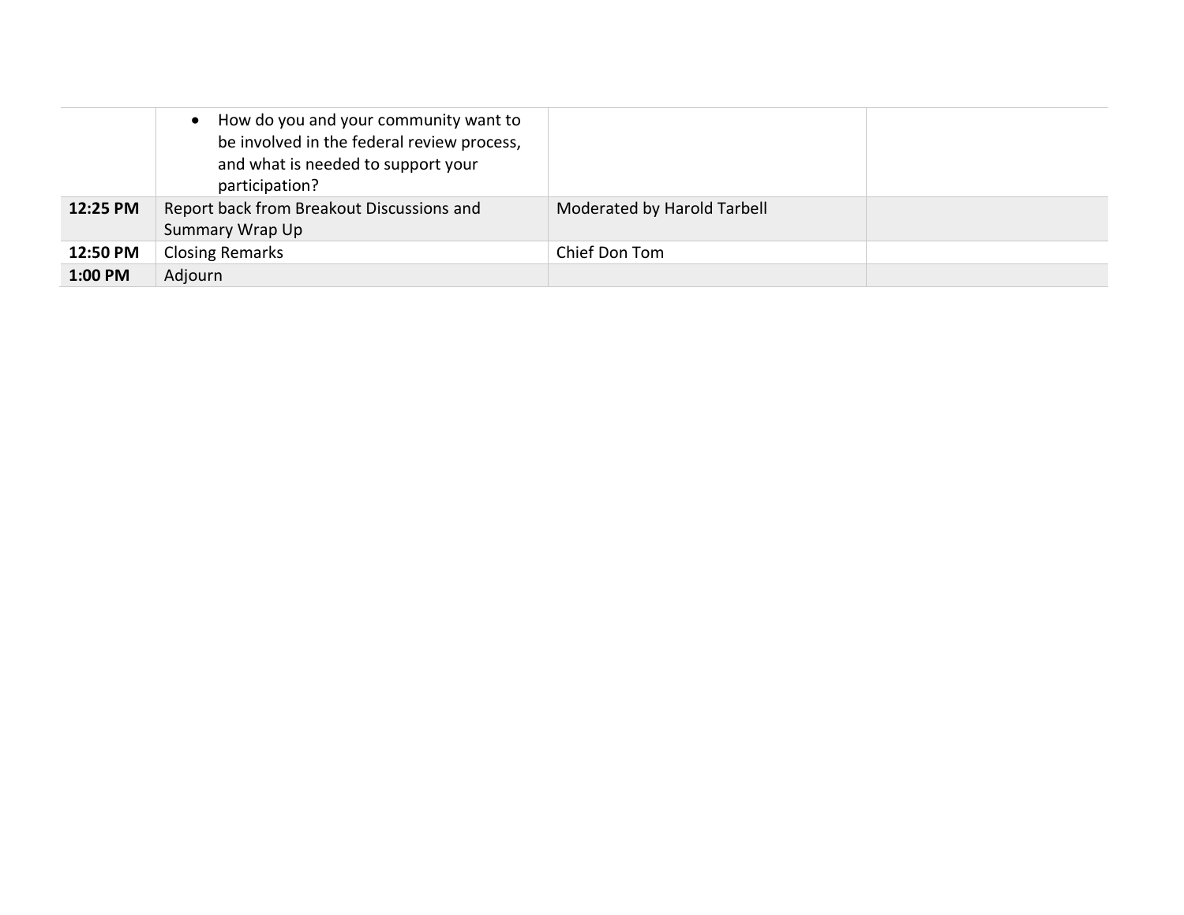| | | | |
|---|---|---|---|
| | • How do you and your community want to be involved in the federal review process, and what is needed to support your participation? | | |
| **12:25 PM** | Report back from Breakout Discussions and Summary Wrap Up | Moderated by Harold Tarbell | |
| **12:50 PM** | Closing Remarks | Chief Don Tom | |
| **1:00 PM** | Adjourn | | |